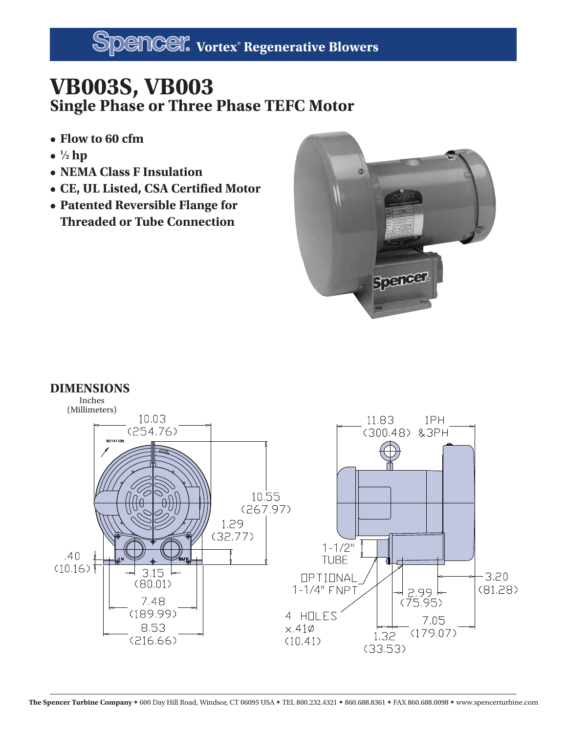# Spencer® Vortex® Regenerative Blowers

# VB003S, VB003

## Single Phase or Three Phase TEFC Motor

- **Flow to 60 cfm**
- **½ hp**
- **NEMA Class F Insulation**
- **CE, UL Listed, CSA Certified Motor**
- **Patented Reversible Flange for Threaded or Tube Connection**

## DIMENSIONS

Inches
(Millimeters)

10.03
(254.76)
ROTATION
10.55
(267.97)
1.29
(32.77)
.40
(10.16)
IN
OUT
3.15
(80.01)
7.48
(189.99)
8.53
(216.66)

11.83
(300.48)
1PH
&3PH
1-1/2"
TUBE
OPTIONAL
1-1/4" FNPT
4 HOLES
x.41Ø
(10.41)
2.99
(75.95)
3.20
(81.28)
7.05
(179.07)
1.32
(33.53)

**The Spencer Turbine Company** ◆ 600 Day Hill Road, Windsor, CT 06095 USA ◆ TEL 800.232.4321 ◆ 860.688.8361 ◆ FAX 860.688.0098 ◆ www.spencerturbine.com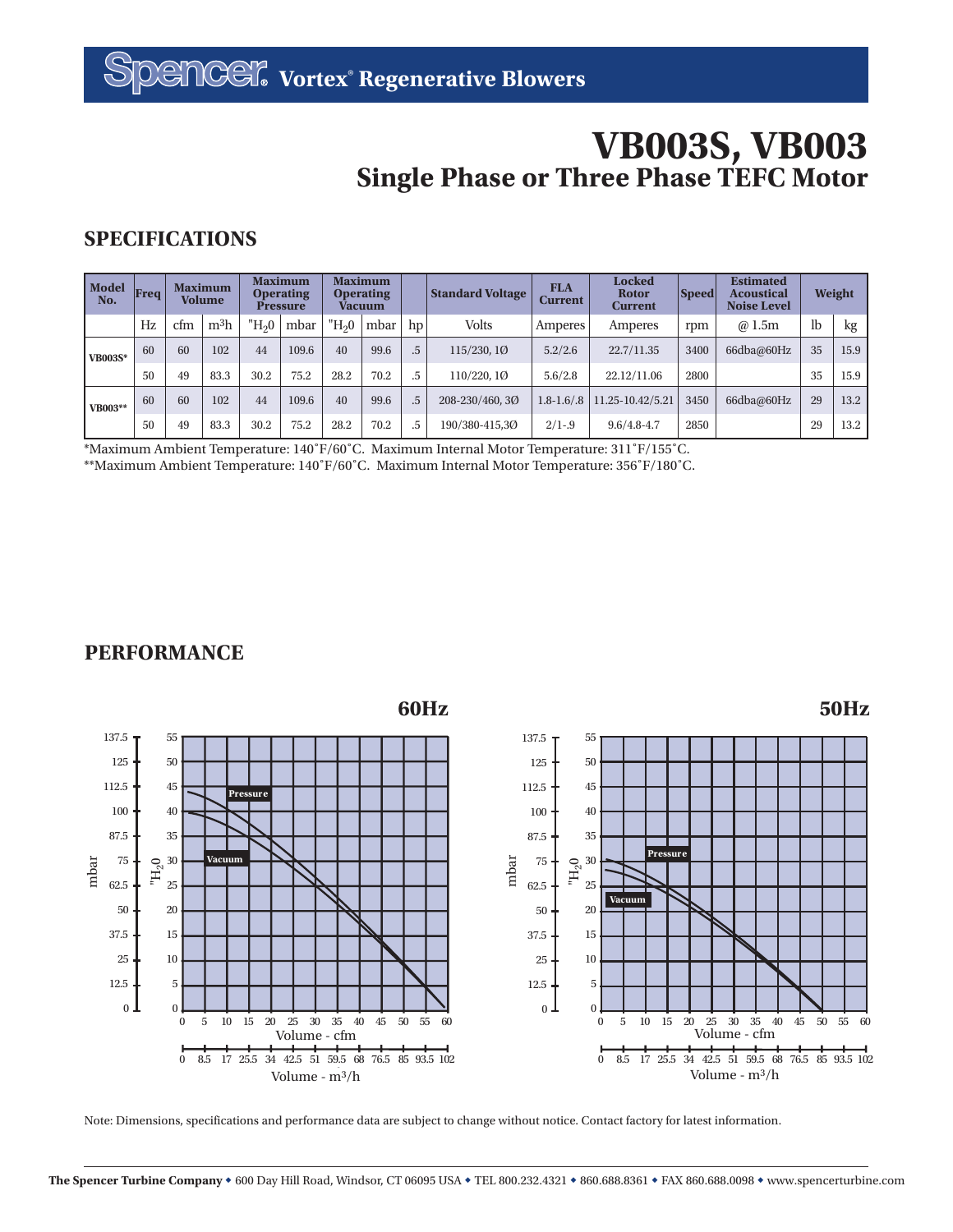# Spencer® Vortex® Regenerative Blowers

# VB003S, VB003

## Single Phase or Three Phase TEFC Motor

## SPECIFICATIONS

| Model No. | Freq | Maximum Volume | | Maximum Operating Pressure | | Maximum Operating Vacuum | | | Standard Voltage | FLA Current | Locked Rotor Current | Speed | Estimated Acoustical Noise Level | Weight | |
|---|---|---|---|---|---|---|---|---|---|---|---|---|---|---|---|
| | Hz | cfm | $m^3h$ | "$H_2O$ | mbar | "$H_2O$ | mbar | hp | Volts | Amperes | Amperes | rpm | @ 1.5m | lb | kg |
| VB003S* | 60 | 60 | 102 | 44 | 109.6 | 40 | 99.6 | .5 | 115/230, 1Ø | 5.2/2.6 | 22.7/11.35 | 3400 | 66dba@60Hz | 35 | 15.9 |
| | 50 | 49 | 83.3 | 30.2 | 75.2 | 28.2 | 70.2 | .5 | 110/220, 1Ø | 5.6/2.8 | 22.12/11.06 | 2800 | | 35 | 15.9 |
| VB003** | 60 | 60 | 102 | 44 | 109.6 | 40 | 99.6 | .5 | 208-230/460, 3Ø | 1.8-1.6/.8 | 11.25-10.42/5.21 | 3450 | 66dba@60Hz | 29 | 13.2 |
| | 50 | 49 | 83.3 | 30.2 | 75.2 | 28.2 | 70.2 | .5 | 190/380-415,3Ø | 2/1-.9 | 9.6/4.8-4.7 | 2850 | | 29 | 13.2 |

*Maximum Ambient Temperature: 140˚F/60˚C. Maximum Internal Motor Temperature: 311˚F/155˚C.

**Maximum Ambient Temperature: 140˚F/60˚C. Maximum Internal Motor Temperature: 356˚F/180˚C.

## PERFORMANCE

60Hz

Pressure
Vacuum

mbar: 0, 12.5, 25, 37.5, 50, 62.5, 75, 87.5, 100, 112.5, 125, 137.5

"$H_2O$: 0, 5, 10, 15, 20, 25, 30, 35, 40, 45, 50, 55

Volume - cfm: 0, 5, 10, 15, 20, 25, 30, 35, 40, 45, 50, 55, 60

Volume - $m^3$/h: 0, 8.5, 17, 25.5, 34, 42.5, 51, 59.5, 68, 76.5, 85, 93.5, 102

50Hz

Pressure
Vacuum

mbar: 0, 12.5, 25, 37.5, 50, 62.5, 75, 87.5, 100, 112.5, 125, 137.5

"$H_2O$: 0, 5, 10, 15, 20, 25, 30, 35, 40, 45, 50, 55

Volume - cfm: 0, 5, 10, 15, 20, 25, 30, 35, 40, 45, 50, 55, 60

Volume - $m^3$/h: 0, 8.5, 17, 25.5, 34, 42.5, 51, 59.5, 68, 76.5, 85, 93.5, 102

Note: Dimensions, specifications and performance data are subject to change without notice. Contact factory for latest information.

**The Spencer Turbine Company** ◆ 600 Day Hill Road, Windsor, CT 06095 USA ◆ TEL 800.232.4321 ◆ 860.688.8361 ◆ FAX 860.688.0098 ◆ www.spencerturbine.com